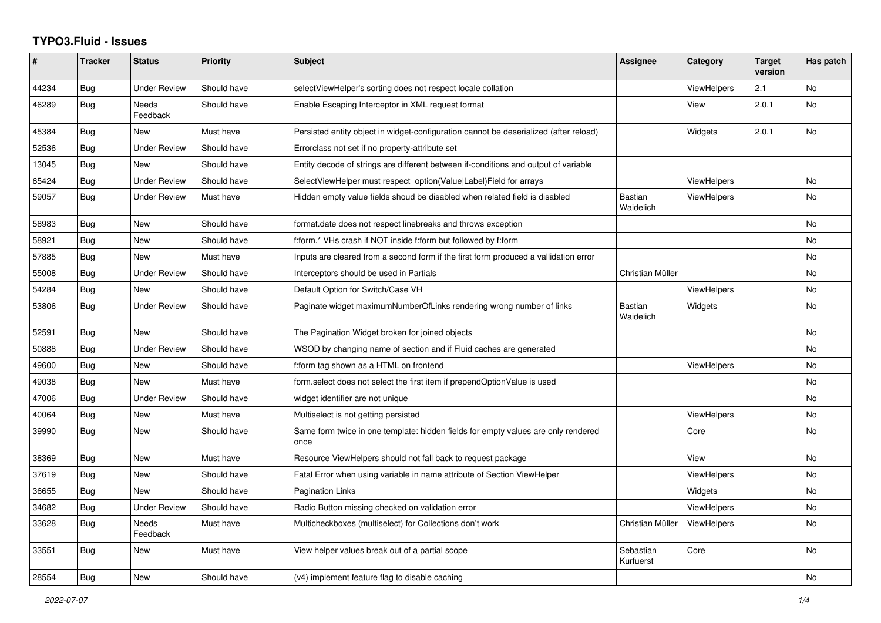# TYPO3.Fluid - Issues

| # | Tracker | Status | Priority | Subject | Assignee | Category | Target version | Has patch |
|---|---|---|---|---|---|---|---|---|
| 44234 | Bug | Under Review | Should have | selectViewHelper's sorting does not respect locale collation | | ViewHelpers | 2.1 | No |
| 46289 | Bug | Needs Feedback | Should have | Enable Escaping Interceptor in XML request format | | View | 2.0.1 | No |
| 45384 | Bug | New | Must have | Persisted entity object in widget-configuration cannot be deserialized (after reload) | | Widgets | 2.0.1 | No |
| 52536 | Bug | Under Review | Should have | Errorclass not set if no property-attribute set | | | | |
| 13045 | Bug | New | Should have | Entity decode of strings are different between if-conditions and output of variable | | | | |
| 65424 | Bug | Under Review | Should have | SelectViewHelper must respect option(Value\|Label)Field for arrays | | ViewHelpers | | No |
| 59057 | Bug | Under Review | Must have | Hidden empty value fields shoud be disabled when related field is disabled | Bastian Waidelich | ViewHelpers | | No |
| 58983 | Bug | New | Should have | format.date does not respect linebreaks and throws exception | | | | No |
| 58921 | Bug | New | Should have | f:form.* VHs crash if NOT inside f:form but followed by f:form | | | | No |
| 57885 | Bug | New | Must have | Inputs are cleared from a second form if the first form produced a vallidation error | | | | No |
| 55008 | Bug | Under Review | Should have | Interceptors should be used in Partials | Christian Müller | | | No |
| 54284 | Bug | New | Should have | Default Option for Switch/Case VH | | ViewHelpers | | No |
| 53806 | Bug | Under Review | Should have | Paginate widget maximumNumberOfLinks rendering wrong number of links | Bastian Waidelich | Widgets | | No |
| 52591 | Bug | New | Should have | The Pagination Widget broken for joined objects | | | | No |
| 50888 | Bug | Under Review | Should have | WSOD by changing name of section and if Fluid caches are generated | | | | No |
| 49600 | Bug | New | Should have | f:form tag shown as a HTML on frontend | | ViewHelpers | | No |
| 49038 | Bug | New | Must have | form.select does not select the first item if prependOptionValue is used | | | | No |
| 47006 | Bug | Under Review | Should have | widget identifier are not unique | | | | No |
| 40064 | Bug | New | Must have | Multiselect is not getting persisted | | ViewHelpers | | No |
| 39990 | Bug | New | Should have | Same form twice in one template: hidden fields for empty values are only rendered once | | Core | | No |
| 38369 | Bug | New | Must have | Resource ViewHelpers should not fall back to request package | | View | | No |
| 37619 | Bug | New | Should have | Fatal Error when using variable in name attribute of Section ViewHelper | | ViewHelpers | | No |
| 36655 | Bug | New | Should have | Pagination Links | | Widgets | | No |
| 34682 | Bug | Under Review | Should have | Radio Button missing checked on validation error | | ViewHelpers | | No |
| 33628 | Bug | Needs Feedback | Must have | Multicheckboxes (multiselect) for Collections don't work | Christian Müller | ViewHelpers | | No |
| 33551 | Bug | New | Must have | View helper values break out of a partial scope | Sebastian Kurfuerst | Core | | No |
| 28554 | Bug | New | Should have | (v4) implement feature flag to disable caching | | | | No |

*2022-07-07*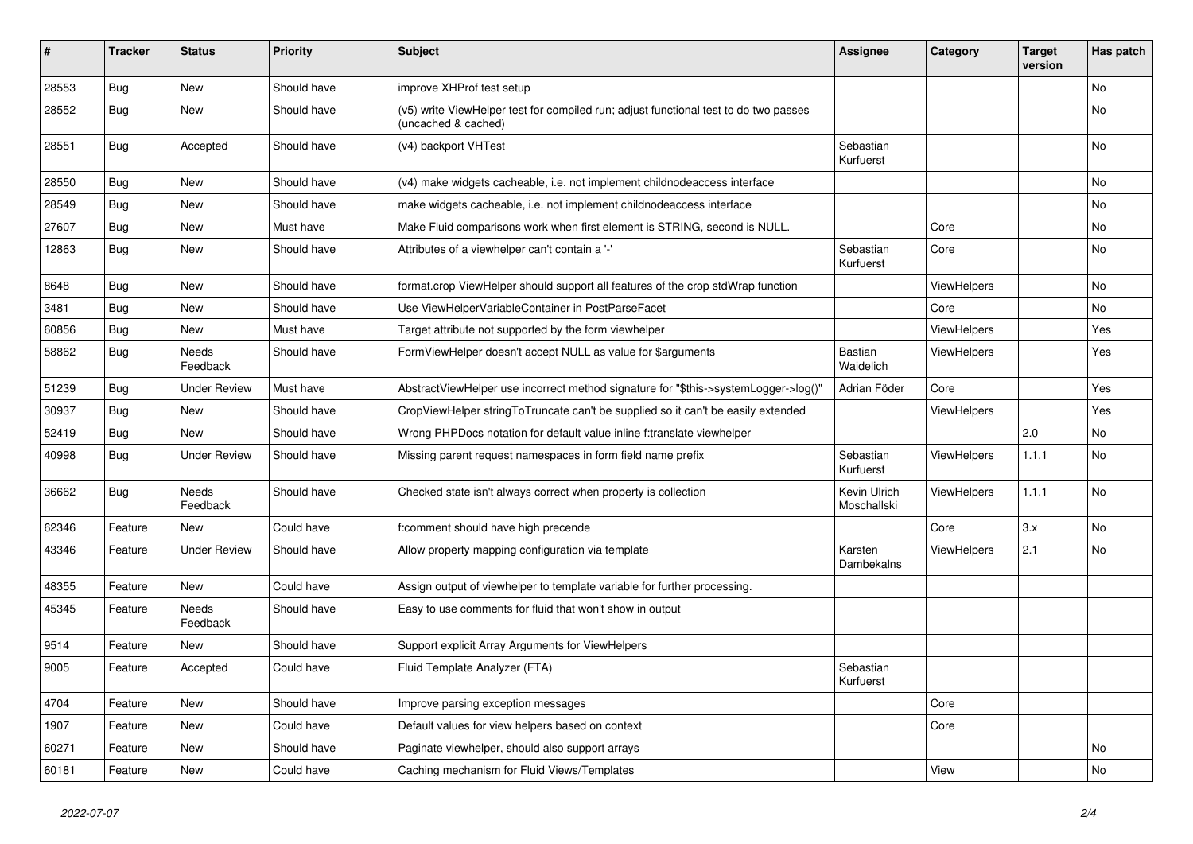| # | Tracker | Status | Priority | Subject | Assignee | Category | Target version | Has patch |
|---|---|---|---|---|---|---|---|---|
| 28553 | Bug | New | Should have | improve XHProf test setup | | | | No |
| 28552 | Bug | New | Should have | (v5) write ViewHelper test for compiled run; adjust functional test to do two passes (uncached & cached) | | | | No |
| 28551 | Bug | Accepted | Should have | (v4) backport VHTest | Sebastian Kurfuerst | | | No |
| 28550 | Bug | New | Should have | (v4) make widgets cacheable, i.e. not implement childnodeaccess interface | | | | No |
| 28549 | Bug | New | Should have | make widgets cacheable, i.e. not implement childnodeaccess interface | | | | No |
| 27607 | Bug | New | Must have | Make Fluid comparisons work when first element is STRING, second is NULL. | | Core | | No |
| 12863 | Bug | New | Should have | Attributes of a viewhelper can't contain a '-' | Sebastian Kurfuerst | Core | | No |
| 8648 | Bug | New | Should have | format.crop ViewHelper should support all features of the crop stdWrap function | | ViewHelpers | | No |
| 3481 | Bug | New | Should have | Use ViewHelperVariableContainer in PostParseFacet | | Core | | No |
| 60856 | Bug | New | Must have | Target attribute not supported by the form viewhelper | | ViewHelpers | | Yes |
| 58862 | Bug | Needs Feedback | Should have | FormViewHelper doesn't accept NULL as value for $arguments | Bastian Waidelich | ViewHelpers | | Yes |
| 51239 | Bug | Under Review | Must have | AbstractViewHelper use incorrect method signature for "$this->systemLogger->log()" | Adrian Föder | Core | | Yes |
| 30937 | Bug | New | Should have | CropViewHelper stringToTruncate can't be supplied so it can't be easily extended | | ViewHelpers | | Yes |
| 52419 | Bug | New | Should have | Wrong PHPDocs notation for default value inline f:translate viewhelper | | | 2.0 | No |
| 40998 | Bug | Under Review | Should have | Missing parent request namespaces in form field name prefix | Sebastian Kurfuerst | ViewHelpers | 1.1.1 | No |
| 36662 | Bug | Needs Feedback | Should have | Checked state isn't always correct when property is collection | Kevin Ulrich Moschallski | ViewHelpers | 1.1.1 | No |
| 62346 | Feature | New | Could have | f:comment should have high precende | | Core | 3.x | No |
| 43346 | Feature | Under Review | Should have | Allow property mapping configuration via template | Karsten Dambekalns | ViewHelpers | 2.1 | No |
| 48355 | Feature | New | Could have | Assign output of viewhelper to template variable for further processing. | | | | |
| 45345 | Feature | Needs Feedback | Should have | Easy to use comments for fluid that won't show in output | | | | |
| 9514 | Feature | New | Should have | Support explicit Array Arguments for ViewHelpers | | | | |
| 9005 | Feature | Accepted | Could have | Fluid Template Analyzer (FTA) | Sebastian Kurfuerst | | | |
| 4704 | Feature | New | Should have | Improve parsing exception messages | | Core | | |
| 1907 | Feature | New | Could have | Default values for view helpers based on context | | Core | | |
| 60271 | Feature | New | Should have | Paginate viewhelper, should also support arrays | | | | No |
| 60181 | Feature | New | Could have | Caching mechanism for Fluid Views/Templates | | View | | No |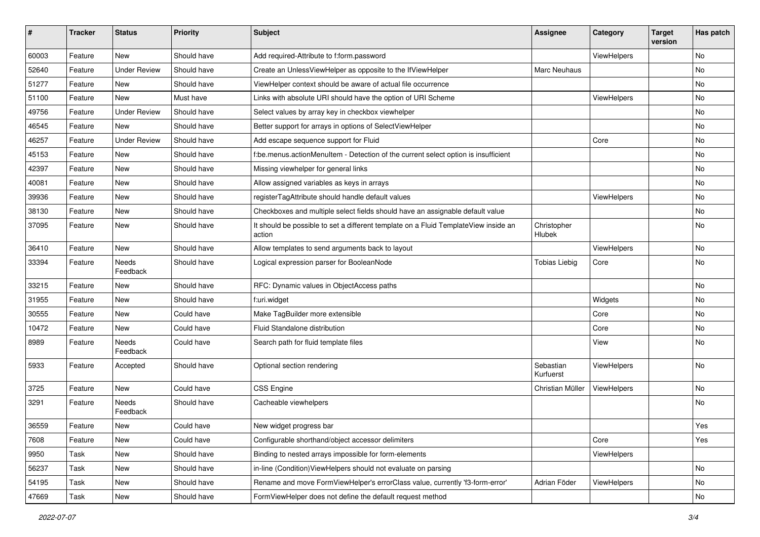| # | Tracker | Status | Priority | Subject | Assignee | Category | Target version | Has patch |
|---|---|---|---|---|---|---|---|---|
| 60003 | Feature | New | Should have | Add required-Attribute to f:form.password | | ViewHelpers | | No |
| 52640 | Feature | Under Review | Should have | Create an UnlessViewHelper as opposite to the IfViewHelper | Marc Neuhaus | | | No |
| 51277 | Feature | New | Should have | ViewHelper context should be aware of actual file occurrence | | | | No |
| 51100 | Feature | New | Must have | Links with absolute URI should have the option of URI Scheme | | ViewHelpers | | No |
| 49756 | Feature | Under Review | Should have | Select values by array key in checkbox viewhelper | | | | No |
| 46545 | Feature | New | Should have | Better support for arrays in options of SelectViewHelper | | | | No |
| 46257 | Feature | Under Review | Should have | Add escape sequence support for Fluid | | Core | | No |
| 45153 | Feature | New | Should have | f:be.menus.actionMenuItem - Detection of the current select option is insufficient | | | | No |
| 42397 | Feature | New | Should have | Missing viewhelper for general links | | | | No |
| 40081 | Feature | New | Should have | Allow assigned variables as keys in arrays | | | | No |
| 39936 | Feature | New | Should have | registerTagAttribute should handle default values | | ViewHelpers | | No |
| 38130 | Feature | New | Should have | Checkboxes and multiple select fields should have an assignable default value | | | | No |
| 37095 | Feature | New | Should have | It should be possible to set a different template on a Fluid TemplateView inside an action | Christopher Hlubek | | | No |
| 36410 | Feature | New | Should have | Allow templates to send arguments back to layout | | ViewHelpers | | No |
| 33394 | Feature | Needs Feedback | Should have | Logical expression parser for BooleanNode | Tobias Liebig | Core | | No |
| 33215 | Feature | New | Should have | RFC: Dynamic values in ObjectAccess paths | | | | No |
| 31955 | Feature | New | Should have | f:uri.widget | | Widgets | | No |
| 30555 | Feature | New | Could have | Make TagBuilder more extensible | | Core | | No |
| 10472 | Feature | New | Could have | Fluid Standalone distribution | | Core | | No |
| 8989 | Feature | Needs Feedback | Could have | Search path for fluid template files | | View | | No |
| 5933 | Feature | Accepted | Should have | Optional section rendering | Sebastian Kurfuerst | ViewHelpers | | No |
| 3725 | Feature | New | Could have | CSS Engine | Christian Müller | ViewHelpers | | No |
| 3291 | Feature | Needs Feedback | Should have | Cacheable viewhelpers | | | | No |
| 36559 | Feature | New | Could have | New widget progress bar | | | | Yes |
| 7608 | Feature | New | Could have | Configurable shorthand/object accessor delimiters | | Core | | Yes |
| 9950 | Task | New | Should have | Binding to nested arrays impossible for form-elements | | ViewHelpers | | |
| 56237 | Task | New | Should have | in-line (Condition)ViewHelpers should not evaluate on parsing | | | | No |
| 54195 | Task | New | Should have | Rename and move FormViewHelper's errorClass value, currently 'f3-form-error' | Adrian Föder | ViewHelpers | | No |
| 47669 | Task | New | Should have | FormViewHelper does not define the default request method | | | | No |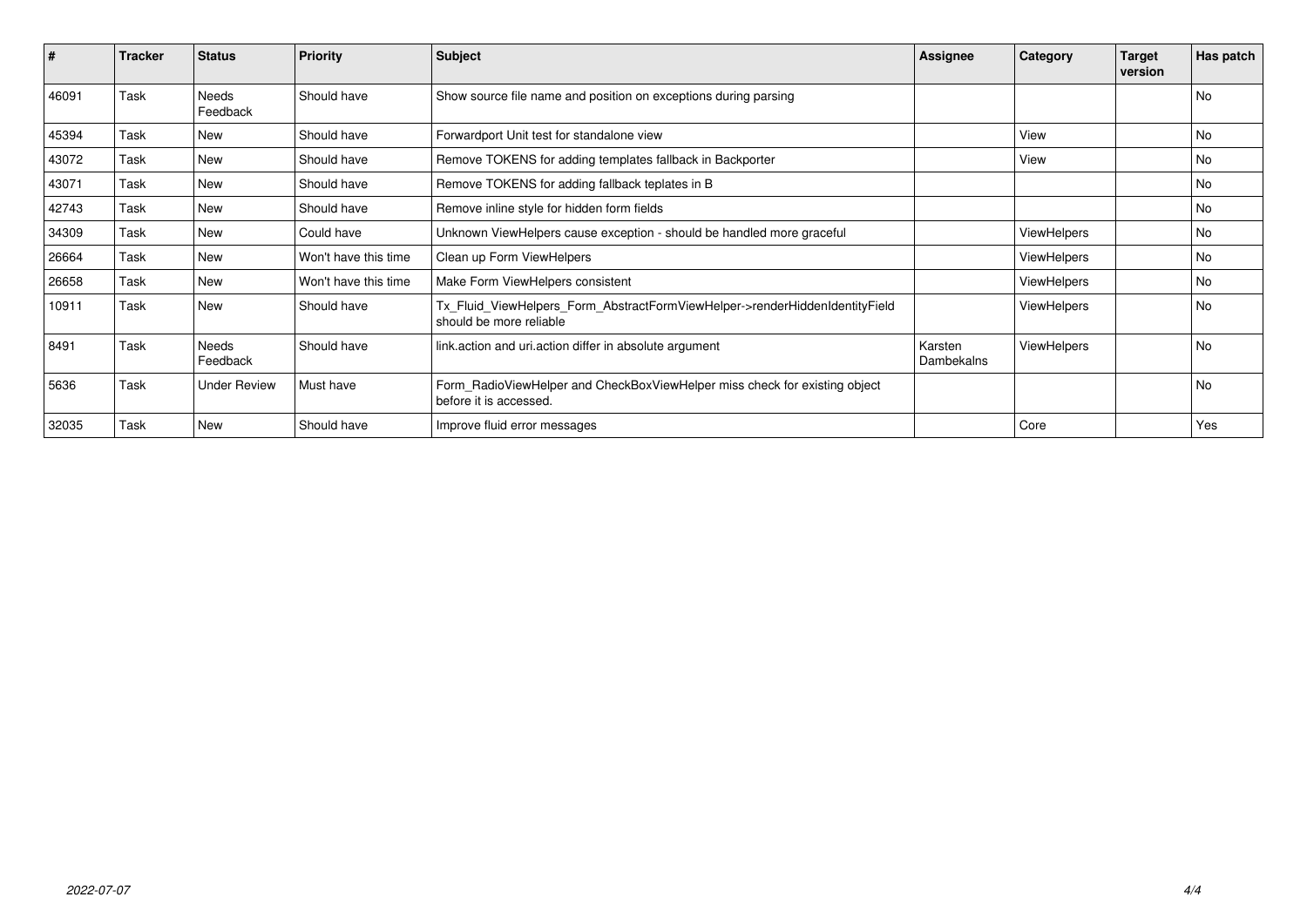| # | Tracker | Status | Priority | Subject | Assignee | Category | Target version | Has patch |
|---|---|---|---|---|---|---|---|---|
| 46091 | Task | Needs Feedback | Should have | Show source file name and position on exceptions during parsing | | | | No |
| 45394 | Task | New | Should have | Forwardport Unit test for standalone view | | View | | No |
| 43072 | Task | New | Should have | Remove TOKENS for adding templates fallback in Backporter | | View | | No |
| 43071 | Task | New | Should have | Remove TOKENS for adding fallback teplates in B | | | | No |
| 42743 | Task | New | Should have | Remove inline style for hidden form fields | | | | No |
| 34309 | Task | New | Could have | Unknown ViewHelpers cause exception - should be handled more graceful | | ViewHelpers | | No |
| 26664 | Task | New | Won't have this time | Clean up Form ViewHelpers | | ViewHelpers | | No |
| 26658 | Task | New | Won't have this time | Make Form ViewHelpers consistent | | ViewHelpers | | No |
| 10911 | Task | New | Should have | Tx_Fluid_ViewHelpers_Form_AbstractFormViewHelper->renderHiddenIdentityField should be more reliable | | ViewHelpers | | No |
| 8491 | Task | Needs Feedback | Should have | link.action and uri.action differ in absolute argument | Karsten Dambekalns | ViewHelpers | | No |
| 5636 | Task | Under Review | Must have | Form_RadioViewHelper and CheckBoxViewHelper miss check for existing object before it is accessed. | | | | No |
| 32035 | Task | New | Should have | Improve fluid error messages | | Core | | Yes |

*2022-07-07*